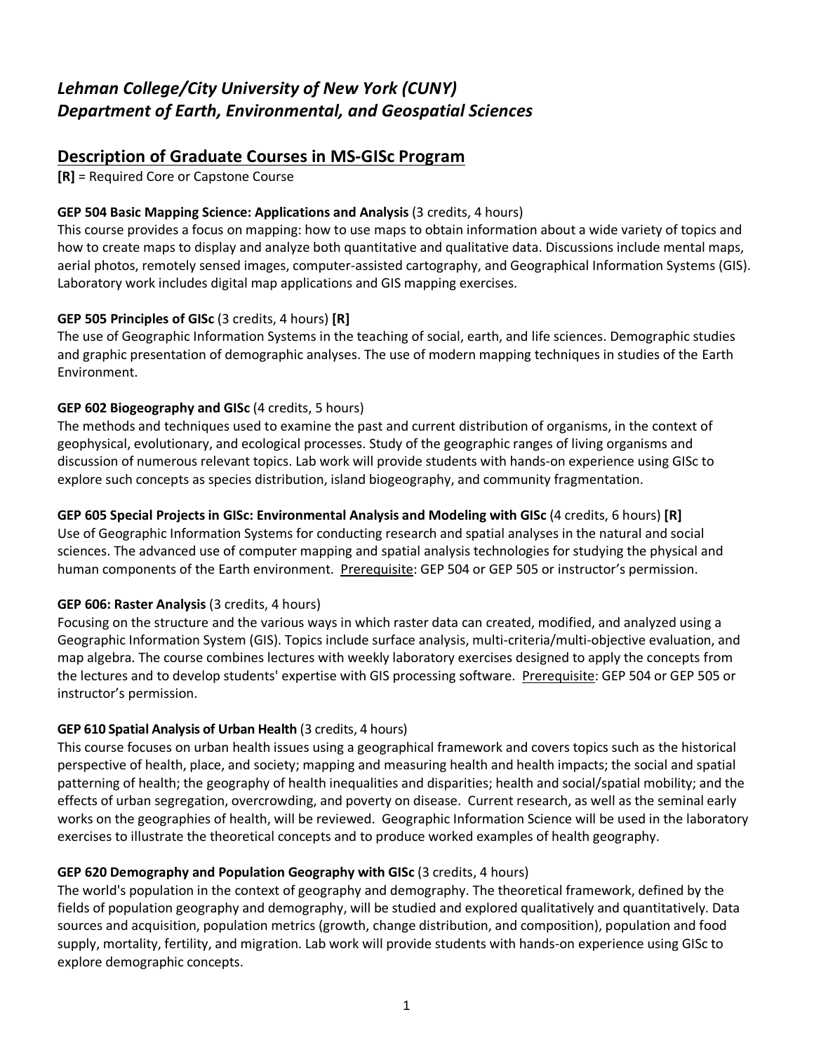# *Lehman College/City University of New York (CUNY)*
# *Department of Earth, Environmental, and Geospatial Sciences*

## Description of Graduate Courses in MS-GISc Program

**[R]** = Required Core or Capstone Course

**GEP 504 Basic Mapping Science: Applications and Analysis** (3 credits, 4 hours)
This course provides a focus on mapping: how to use maps to obtain information about a wide variety of topics and how to create maps to display and analyze both quantitative and qualitative data. Discussions include mental maps, aerial photos, remotely sensed images, computer-assisted cartography, and Geographical Information Systems (GIS). Laboratory work includes digital map applications and GIS mapping exercises.

**GEP 505 Principles of GISc** (3 credits, 4 hours) **[R]**
The use of Geographic Information Systems in the teaching of social, earth, and life sciences. Demographic studies and graphic presentation of demographic analyses. The use of modern mapping techniques in studies of the Earth Environment.

**GEP 602 Biogeography and GISc** (4 credits, 5 hours)
The methods and techniques used to examine the past and current distribution of organisms, in the context of geophysical, evolutionary, and ecological processes. Study of the geographic ranges of living organisms and discussion of numerous relevant topics. Lab work will provide students with hands-on experience using GISc to explore such concepts as species distribution, island biogeography, and community fragmentation.

**GEP 605 Special Projects in GISc: Environmental Analysis and Modeling with GISc** (4 credits, 6 hours) **[R]**
Use of Geographic Information Systems for conducting research and spatial analyses in the natural and social sciences. The advanced use of computer mapping and spatial analysis technologies for studying the physical and human components of the Earth environment. Prerequisite: GEP 504 or GEP 505 or instructor's permission.

**GEP 606: Raster Analysis** (3 credits, 4 hours)
Focusing on the structure and the various ways in which raster data can created, modified, and analyzed using a Geographic Information System (GIS). Topics include surface analysis, multi-criteria/multi-objective evaluation, and map algebra. The course combines lectures with weekly laboratory exercises designed to apply the concepts from the lectures and to develop students' expertise with GIS processing software. Prerequisite: GEP 504 or GEP 505 or instructor's permission.

**GEP 610 Spatial Analysis of Urban Health** (3 credits, 4 hours)
This course focuses on urban health issues using a geographical framework and covers topics such as the historical perspective of health, place, and society; mapping and measuring health and health impacts; the social and spatial patterning of health; the geography of health inequalities and disparities; health and social/spatial mobility; and the effects of urban segregation, overcrowding, and poverty on disease. Current research, as well as the seminal early works on the geographies of health, will be reviewed. Geographic Information Science will be used in the laboratory exercises to illustrate the theoretical concepts and to produce worked examples of health geography.

**GEP 620 Demography and Population Geography with GISc** (3 credits, 4 hours)
The world's population in the context of geography and demography. The theoretical framework, defined by the fields of population geography and demography, will be studied and explored qualitatively and quantitatively. Data sources and acquisition, population metrics (growth, change distribution, and composition), population and food supply, mortality, fertility, and migration. Lab work will provide students with hands-on experience using GISc to explore demographic concepts.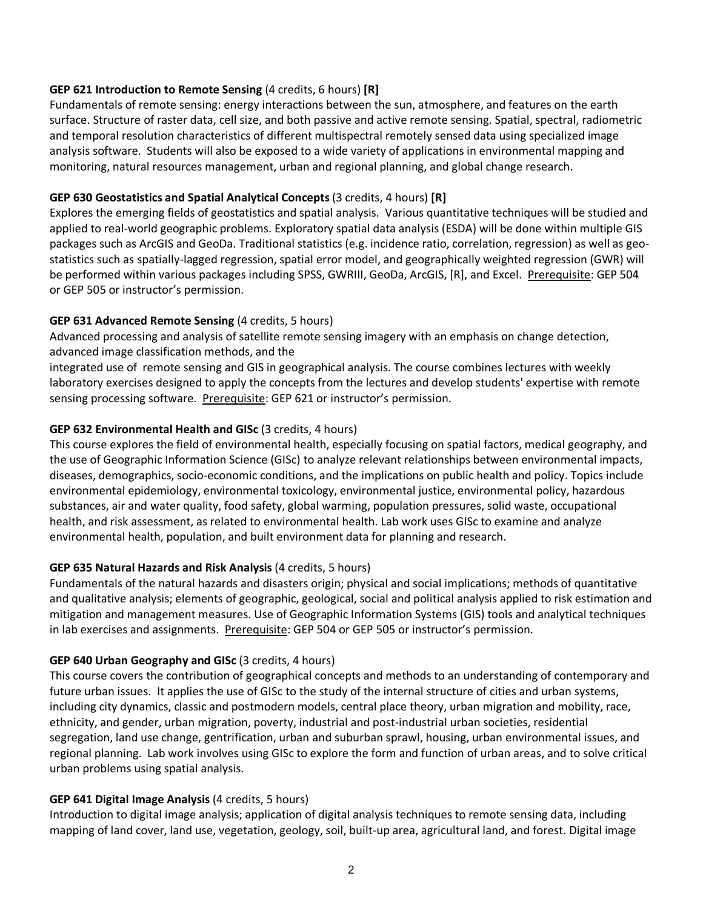**GEP 621 Introduction to Remote Sensing** (4 credits, 6 hours) **[R]**
Fundamentals of remote sensing: energy interactions between the sun, atmosphere, and features on the earth surface. Structure of raster data, cell size, and both passive and active remote sensing. Spatial, spectral, radiometric and temporal resolution characteristics of different multispectral remotely sensed data using specialized image analysis software. Students will also be exposed to a wide variety of applications in environmental mapping and monitoring, natural resources management, urban and regional planning, and global change research.

**GEP 630 Geostatistics and Spatial Analytical Concepts** (3 credits, 4 hours) **[R]**
Explores the emerging fields of geostatistics and spatial analysis. Various quantitative techniques will be studied and applied to real-world geographic problems. Exploratory spatial data analysis (ESDA) will be done within multiple GIS packages such as ArcGIS and GeoDa. Traditional statistics (e.g. incidence ratio, correlation, regression) as well as geo-statistics such as spatially-lagged regression, spatial error model, and geographically weighted regression (GWR) will be performed within various packages including SPSS, GWRIII, GeoDa, ArcGIS, [R], and Excel. Prerequisite: GEP 504 or GEP 505 or instructor's permission.

**GEP 631 Advanced Remote Sensing** (4 credits, 5 hours)
Advanced processing and analysis of satellite remote sensing imagery with an emphasis on change detection, advanced image classification methods, and the integrated use of remote sensing and GIS in geographical analysis. The course combines lectures with weekly laboratory exercises designed to apply the concepts from the lectures and develop students' expertise with remote sensing processing software. Prerequisite: GEP 621 or instructor's permission.

**GEP 632 Environmental Health and GISc** (3 credits, 4 hours)
This course explores the field of environmental health, especially focusing on spatial factors, medical geography, and the use of Geographic Information Science (GISc) to analyze relevant relationships between environmental impacts, diseases, demographics, socio-economic conditions, and the implications on public health and policy. Topics include environmental epidemiology, environmental toxicology, environmental justice, environmental policy, hazardous substances, air and water quality, food safety, global warming, population pressures, solid waste, occupational health, and risk assessment, as related to environmental health. Lab work uses GISc to examine and analyze environmental health, population, and built environment data for planning and research.

**GEP 635 Natural Hazards and Risk Analysis** (4 credits, 5 hours)
Fundamentals of the natural hazards and disasters origin; physical and social implications; methods of quantitative and qualitative analysis; elements of geographic, geological, social and political analysis applied to risk estimation and mitigation and management measures. Use of Geographic Information Systems (GIS) tools and analytical techniques in lab exercises and assignments. Prerequisite: GEP 504 or GEP 505 or instructor's permission.

**GEP 640 Urban Geography and GISc** (3 credits, 4 hours)
This course covers the contribution of geographical concepts and methods to an understanding of contemporary and future urban issues. It applies the use of GISc to the study of the internal structure of cities and urban systems, including city dynamics, classic and postmodern models, central place theory, urban migration and mobility, race, ethnicity, and gender, urban migration, poverty, industrial and post-industrial urban societies, residential segregation, land use change, gentrification, urban and suburban sprawl, housing, urban environmental issues, and regional planning. Lab work involves using GISc to explore the form and function of urban areas, and to solve critical urban problems using spatial analysis.

**GEP 641 Digital Image Analysis** (4 credits, 5 hours)
Introduction to digital image analysis; application of digital analysis techniques to remote sensing data, including mapping of land cover, land use, vegetation, geology, soil, built-up area, agricultural land, and forest. Digital image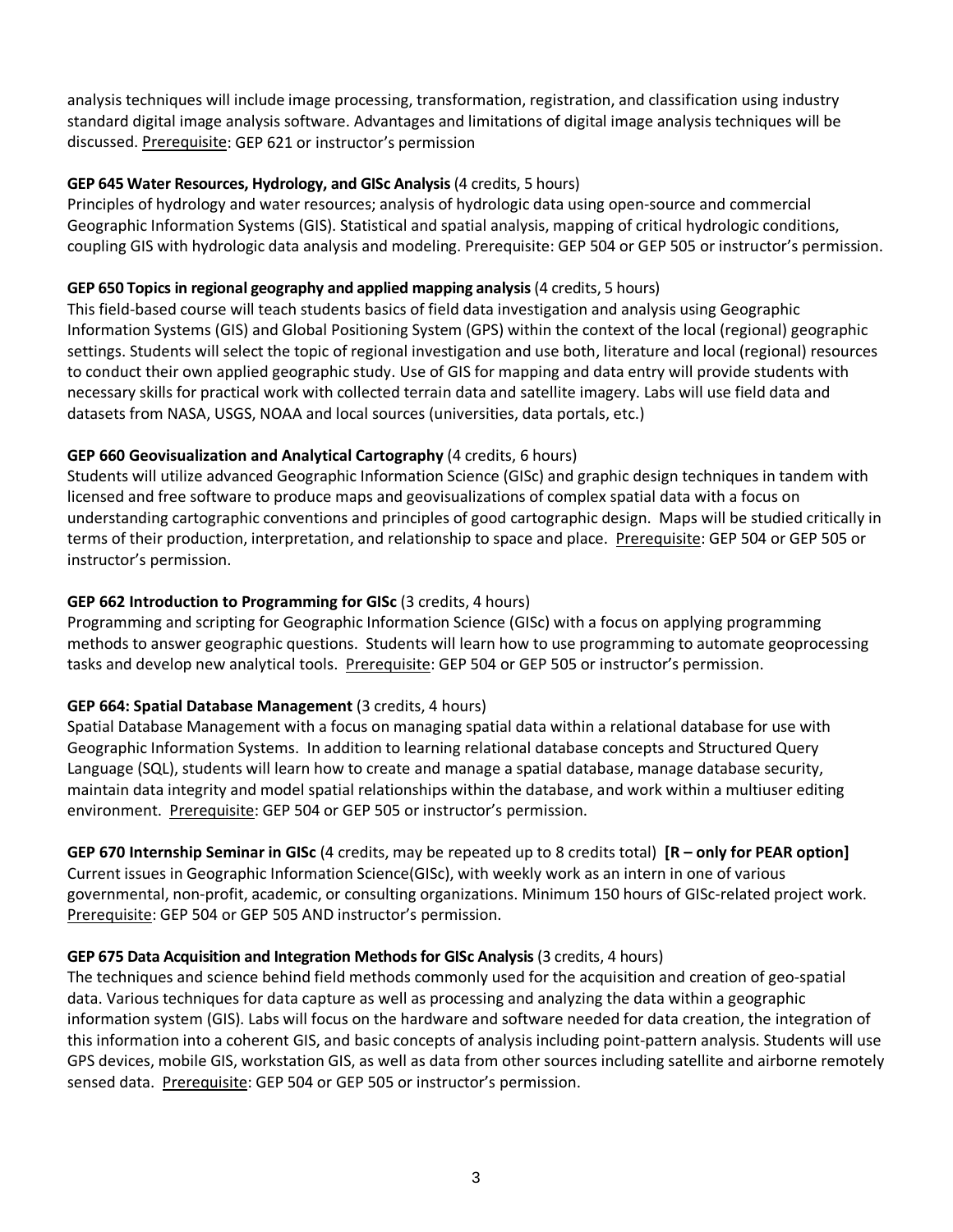analysis techniques will include image processing, transformation, registration, and classification using industry standard digital image analysis software. Advantages and limitations of digital image analysis techniques will be discussed. Prerequisite: GEP 621 or instructor's permission

**GEP 645 Water Resources, Hydrology, and GISc Analysis** (4 credits, 5 hours)
Principles of hydrology and water resources; analysis of hydrologic data using open-source and commercial Geographic Information Systems (GIS). Statistical and spatial analysis, mapping of critical hydrologic conditions, coupling GIS with hydrologic data analysis and modeling. Prerequisite: GEP 504 or GEP 505 or instructor's permission.

**GEP 650 Topics in regional geography and applied mapping analysis** (4 credits, 5 hours)
This field-based course will teach students basics of field data investigation and analysis using Geographic Information Systems (GIS) and Global Positioning System (GPS) within the context of the local (regional) geographic settings. Students will select the topic of regional investigation and use both, literature and local (regional) resources to conduct their own applied geographic study. Use of GIS for mapping and data entry will provide students with necessary skills for practical work with collected terrain data and satellite imagery. Labs will use field data and datasets from NASA, USGS, NOAA and local sources (universities, data portals, etc.)

**GEP 660 Geovisualization and Analytical Cartography** (4 credits, 6 hours)
Students will utilize advanced Geographic Information Science (GISc) and graphic design techniques in tandem with licensed and free software to produce maps and geovisualizations of complex spatial data with a focus on understanding cartographic conventions and principles of good cartographic design. Maps will be studied critically in terms of their production, interpretation, and relationship to space and place. Prerequisite: GEP 504 or GEP 505 or instructor's permission.

**GEP 662 Introduction to Programming for GISc** (3 credits, 4 hours)
Programming and scripting for Geographic Information Science (GISc) with a focus on applying programming methods to answer geographic questions. Students will learn how to use programming to automate geoprocessing tasks and develop new analytical tools. Prerequisite: GEP 504 or GEP 505 or instructor's permission.

**GEP 664: Spatial Database Management** (3 credits, 4 hours)
Spatial Database Management with a focus on managing spatial data within a relational database for use with Geographic Information Systems. In addition to learning relational database concepts and Structured Query Language (SQL), students will learn how to create and manage a spatial database, manage database security, maintain data integrity and model spatial relationships within the database, and work within a multiuser editing environment. Prerequisite: GEP 504 or GEP 505 or instructor's permission.

**GEP 670 Internship Seminar in GISc** (4 credits, may be repeated up to 8 credits total) **[R – only for PEAR option]**
Current issues in Geographic Information Science(GISc), with weekly work as an intern in one of various governmental, non-profit, academic, or consulting organizations. Minimum 150 hours of GISc-related project work. Prerequisite: GEP 504 or GEP 505 AND instructor's permission.

**GEP 675 Data Acquisition and Integration Methods for GISc Analysis** (3 credits, 4 hours)
The techniques and science behind field methods commonly used for the acquisition and creation of geo-spatial data. Various techniques for data capture as well as processing and analyzing the data within a geographic information system (GIS). Labs will focus on the hardware and software needed for data creation, the integration of this information into a coherent GIS, and basic concepts of analysis including point-pattern analysis. Students will use GPS devices, mobile GIS, workstation GIS, as well as data from other sources including satellite and airborne remotely sensed data. Prerequisite: GEP 504 or GEP 505 or instructor's permission.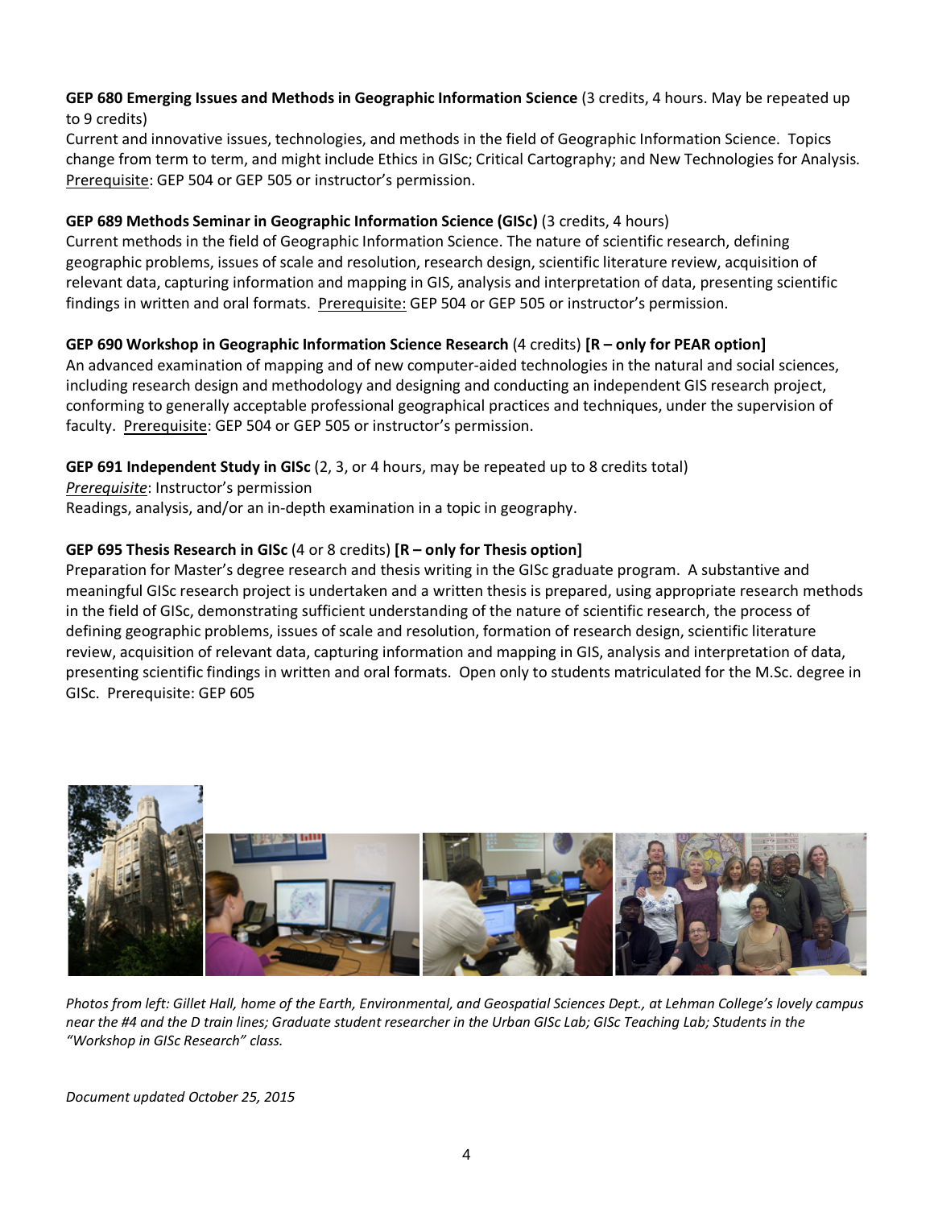**GEP 680 Emerging Issues and Methods in Geographic Information Science** (3 credits, 4 hours. May be repeated up to 9 credits)
Current and innovative issues, technologies, and methods in the field of Geographic Information Science. Topics change from term to term, and might include Ethics in GISc; Critical Cartography; and New Technologies for Analysis. Prerequisite: GEP 504 or GEP 505 or instructor's permission.

**GEP 689 Methods Seminar in Geographic Information Science (GISc)** (3 credits, 4 hours)
Current methods in the field of Geographic Information Science. The nature of scientific research, defining geographic problems, issues of scale and resolution, research design, scientific literature review, acquisition of relevant data, capturing information and mapping in GIS, analysis and interpretation of data, presenting scientific findings in written and oral formats. Prerequisite: GEP 504 or GEP 505 or instructor's permission.

**GEP 690 Workshop in Geographic Information Science Research** (4 credits) **[R – only for PEAR option]**
An advanced examination of mapping and of new computer-aided technologies in the natural and social sciences, including research design and methodology and designing and conducting an independent GIS research project, conforming to generally acceptable professional geographical practices and techniques, under the supervision of faculty. Prerequisite: GEP 504 or GEP 505 or instructor's permission.

**GEP 691 Independent Study in GISc** (2, 3, or 4 hours, may be repeated up to 8 credits total)
*Prerequisite*: Instructor's permission
Readings, analysis, and/or an in-depth examination in a topic in geography.

**GEP 695 Thesis Research in GISc** (4 or 8 credits) **[R – only for Thesis option]**
Preparation for Master's degree research and thesis writing in the GISc graduate program. A substantive and meaningful GISc research project is undertaken and a written thesis is prepared, using appropriate research methods in the field of GISc, demonstrating sufficient understanding of the nature of scientific research, the process of defining geographic problems, issues of scale and resolution, formation of research design, scientific literature review, acquisition of relevant data, capturing information and mapping in GIS, analysis and interpretation of data, presenting scientific findings in written and oral formats. Open only to students matriculated for the M.Sc. degree in GISc. Prerequisite: GEP 605

*Photos from left: Gillet Hall, home of the Earth, Environmental, and Geospatial Sciences Dept., at Lehman College's lovely campus near the #4 and the D train lines; Graduate student researcher in the Urban GISc Lab; GISc Teaching Lab; Students in the "Workshop in GISc Research" class.*

*Document updated October 25, 2015*